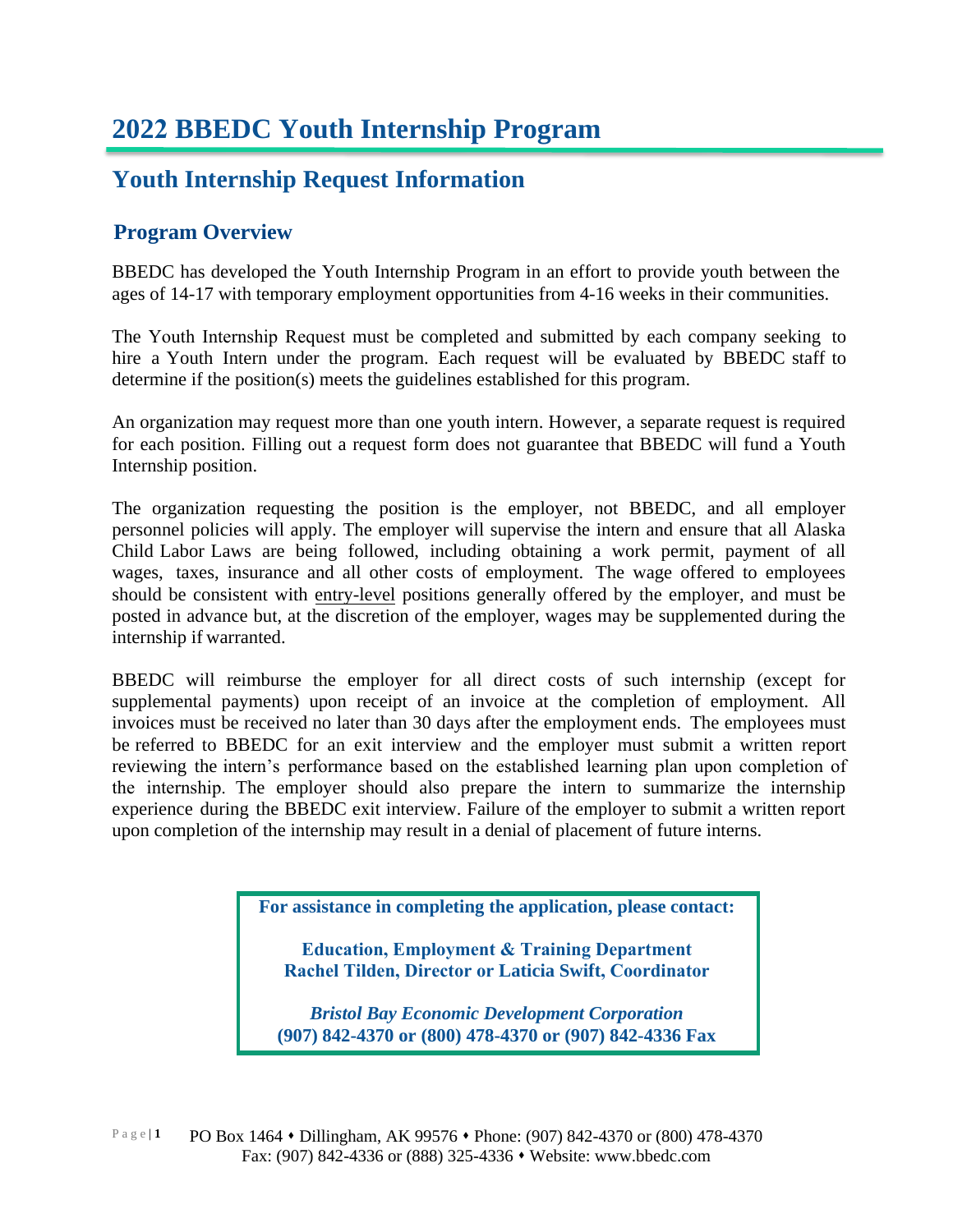# 2022 BBEDC Youth Internship Program

## Youth Internship Request Information

### Program Overview

BBEDC has developed the Youth Internship Program in an effort to provide youth between the ages of 14-17 with temporary employment opportunities from 4-16 weeks in their communities.

The Youth Internship Request must be completed and submitted by each company seeking to hire a Youth Intern under the program. Each request will be evaluated by BBEDC staff to determine if the position(s) meets the guidelines established for this program.

An organization may request more than one youth intern. However, a separate request is required for each position. Filling out a request form does not guarantee that BBEDC will fund a Youth Internship position.

The organization requesting the position is the employer, not BBEDC, and all employer personnel policies will apply. The employer will supervise the intern and ensure that all Alaska Child Labor Laws are being followed, including obtaining a work permit, payment of all wages, taxes, insurance and all other costs of employment. The wage offered to employees should be consistent with entry-level positions generally offered by the employer, and must be posted in advance but, at the discretion of the employer, wages may be supplemented during the internship if warranted.

BBEDC will reimburse the employer for all direct costs of such internship (except for supplemental payments) upon receipt of an invoice at the completion of employment. All invoices must be received no later than 30 days after the employment ends. The employees must be referred to BBEDC for an exit interview and the employer must submit a written report reviewing the intern's performance based on the established learning plan upon completion of the internship. The employer should also prepare the intern to summarize the internship experience during the BBEDC exit interview. Failure of the employer to submit a written report upon completion of the internship may result in a denial of placement of future interns.

**For assistance in completing the application, please contact:**

**Education, Employment & Training Department**
**Rachel Tilden, Director or Laticia Swift, Coordinator**

***Bristol Bay Economic Development Corporation***
**(907) 842-4370 or (800) 478-4370 or (907) 842-4336 Fax**

PO Box 1464 • Dillingham, AK 99576 • Phone: (907) 842-4370 or (800) 478-4370
Fax: (907) 842-4336 or (888) 325-4336 • Website: www.bbedc.com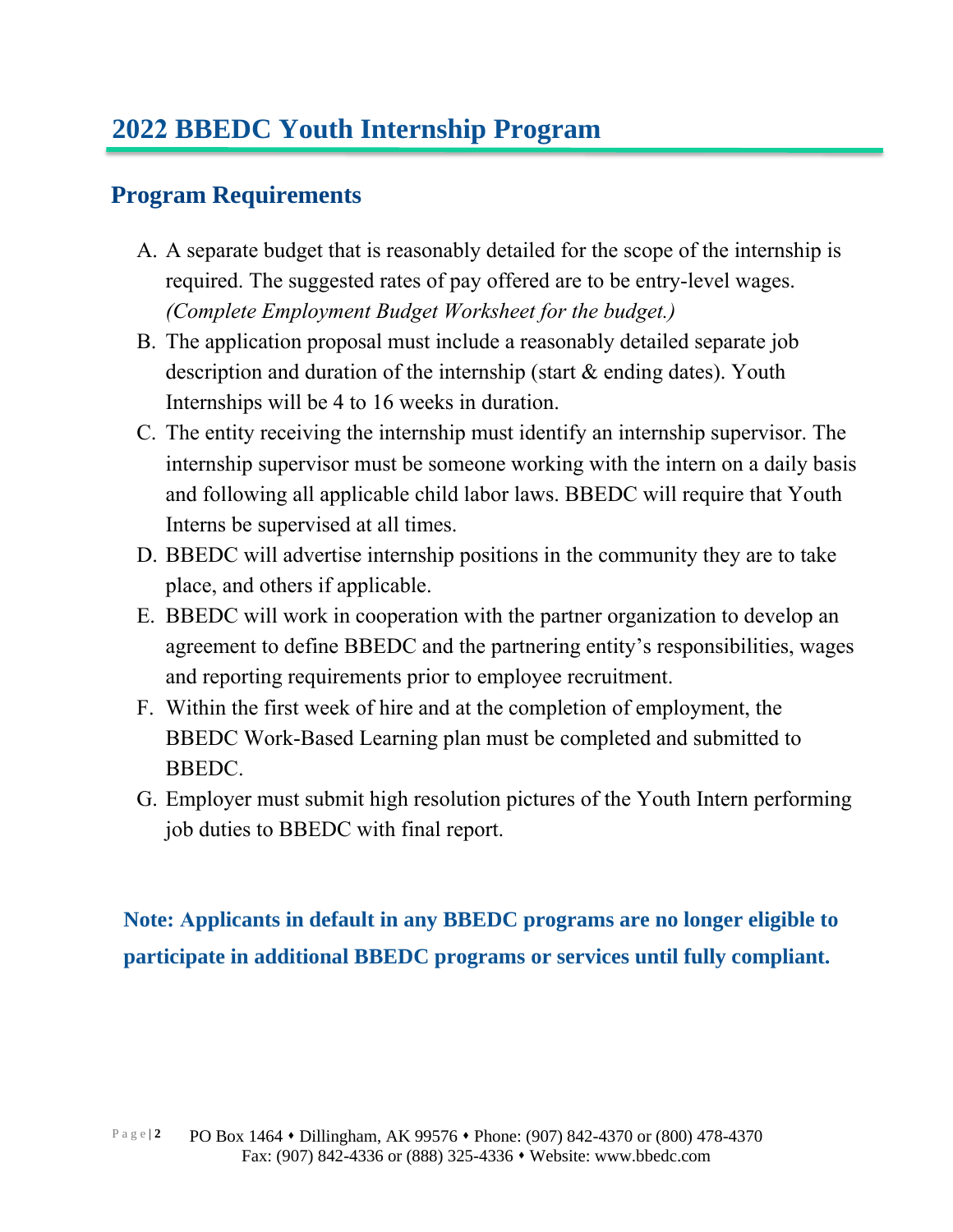# 2022 BBEDC Youth Internship Program

## Program Requirements

A. A separate budget that is reasonably detailed for the scope of the internship is required. The suggested rates of pay offered are to be entry-level wages. *(Complete Employment Budget Worksheet for the budget.)*

B. The application proposal must include a reasonably detailed separate job description and duration of the internship (start & ending dates). Youth Internships will be 4 to 16 weeks in duration.

C. The entity receiving the internship must identify an internship supervisor. The internship supervisor must be someone working with the intern on a daily basis and following all applicable child labor laws. BBEDC will require that Youth Interns be supervised at all times.

D. BBEDC will advertise internship positions in the community they are to take place, and others if applicable.

E. BBEDC will work in cooperation with the partner organization to develop an agreement to define BBEDC and the partnering entity's responsibilities, wages and reporting requirements prior to employee recruitment.

F. Within the first week of hire and at the completion of employment, the BBEDC Work-Based Learning plan must be completed and submitted to BBEDC.

G. Employer must submit high resolution pictures of the Youth Intern performing job duties to BBEDC with final report.

**Note: Applicants in default in any BBEDC programs are no longer eligible to participate in additional BBEDC programs or services until fully compliant.**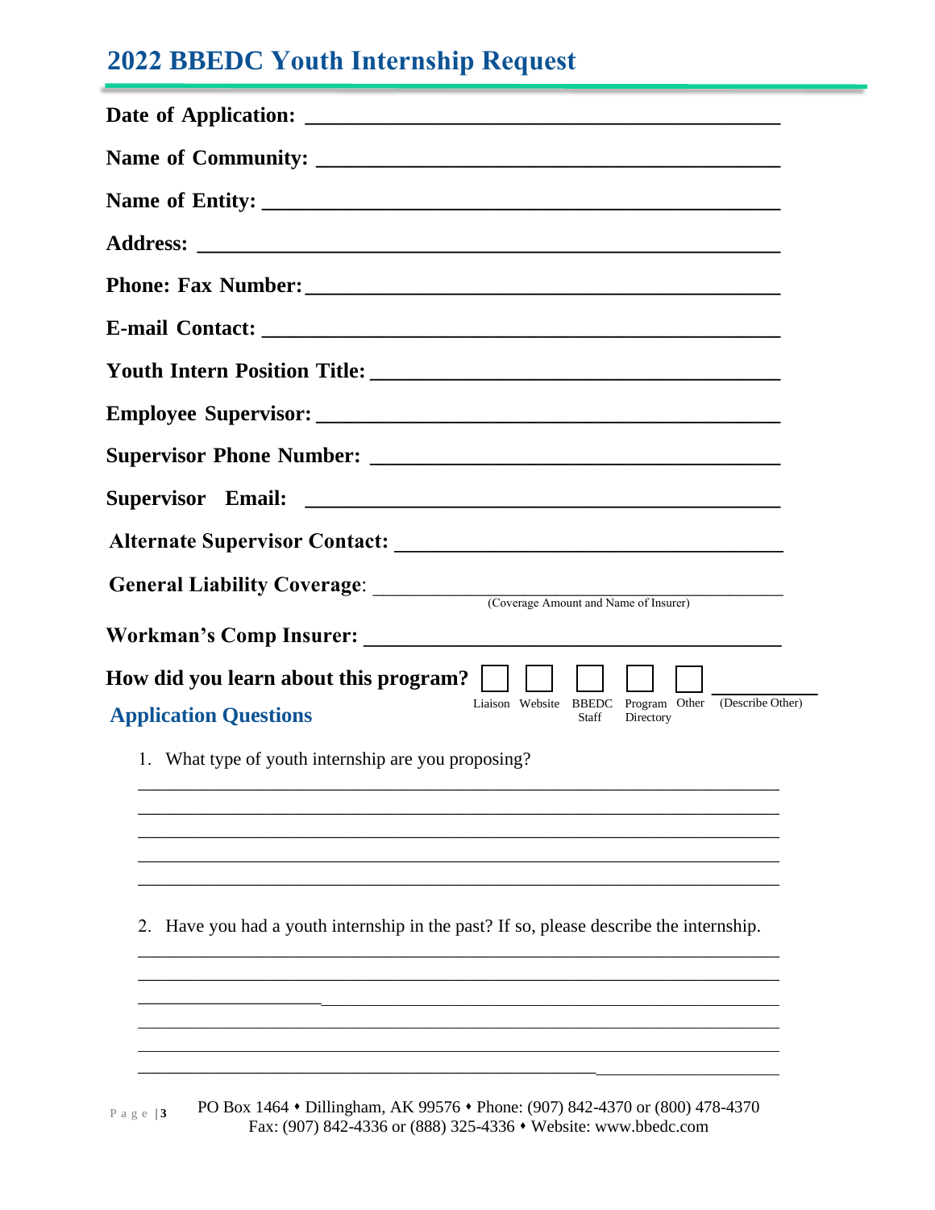# 2022 BBEDC Youth Internship Request

**Date of Application:** ______________________________________________

**Name of Community:** ______________________________________________

**Name of Entity:** ______________________________________________

**Address:** ______________________________________________

**Phone: Fax Number:** ______________________________________________

**E-mail Contact:** ______________________________________________

**Youth Intern Position Title:** ______________________________________________

**Employee Supervisor:** ______________________________________________

**Supervisor Phone Number:** ______________________________________________

**Supervisor Email:** ______________________________________________

**Alternate Supervisor Contact:** ______________________________________________

**General Liability Coverage**: ______________________________________________
(Coverage Amount and Name of Insurer)

**Workman's Comp Insurer:** ______________________________________________

**How did you learn about this program?** ☐ Liaison ☐ Website ☐ BBEDC Staff ☐ Program Directory ☐ Other __________ (Describe Other)

## Application Questions

1. What type of youth internship are you proposing?

______________________________________________________________________
______________________________________________________________________
______________________________________________________________________
______________________________________________________________________
______________________________________________________________________

2. Have you had a youth internship in the past? If so, please describe the internship.

______________________________________________________________________
______________________________________________________________________
______________________________________________________________________
______________________________________________________________________
______________________________________________________________________
______________________________________________________________________

PO Box 1464 • Dillingham, AK 99576 • Phone: (907) 842-4370 or (800) 478-4370
Fax: (907) 842-4336 or (888) 325-4336 • Website: www.bbedc.com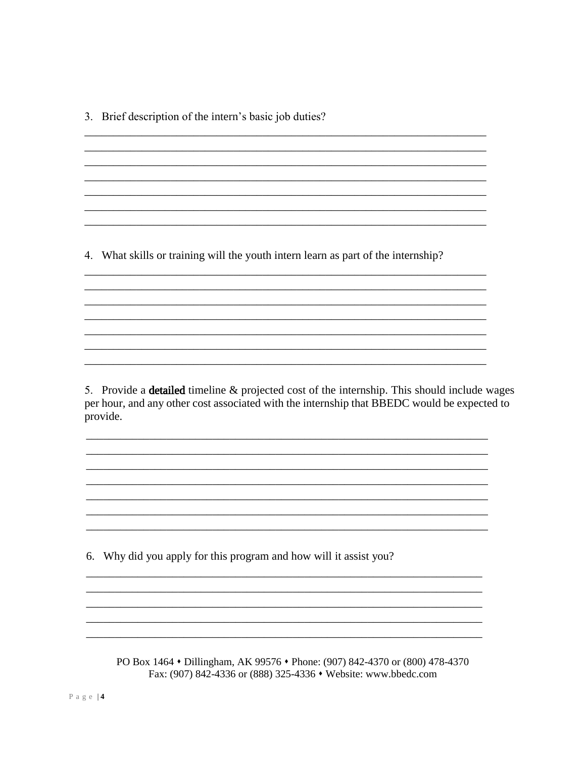3. Brief description of the intern's basic job duties?

_______________________________________________________________________
_______________________________________________________________________
_______________________________________________________________________
_______________________________________________________________________
_______________________________________________________________________
_______________________________________________________________________
_______________________________________________________________________

4. What skills or training will the youth intern learn as part of the internship?

_______________________________________________________________________
_______________________________________________________________________
_______________________________________________________________________
_______________________________________________________________________
_______________________________________________________________________
_______________________________________________________________________
_______________________________________________________________________

5. Provide a **detailed** timeline & projected cost of the internship. This should include wages per hour, and any other cost associated with the internship that BBEDC would be expected to provide.

_______________________________________________________________________
_______________________________________________________________________
_______________________________________________________________________
_______________________________________________________________________
_______________________________________________________________________
_______________________________________________________________________
_______________________________________________________________________

6. Why did you apply for this program and how will it assist you?

_______________________________________________________________________
_______________________________________________________________________
_______________________________________________________________________
_______________________________________________________________________
_______________________________________________________________________

PO Box 1464 • Dillingham, AK 99576 • Phone: (907) 842-4370 or (800) 478-4370
Fax: (907) 842-4336 or (888) 325-4336 • Website: www.bbedc.com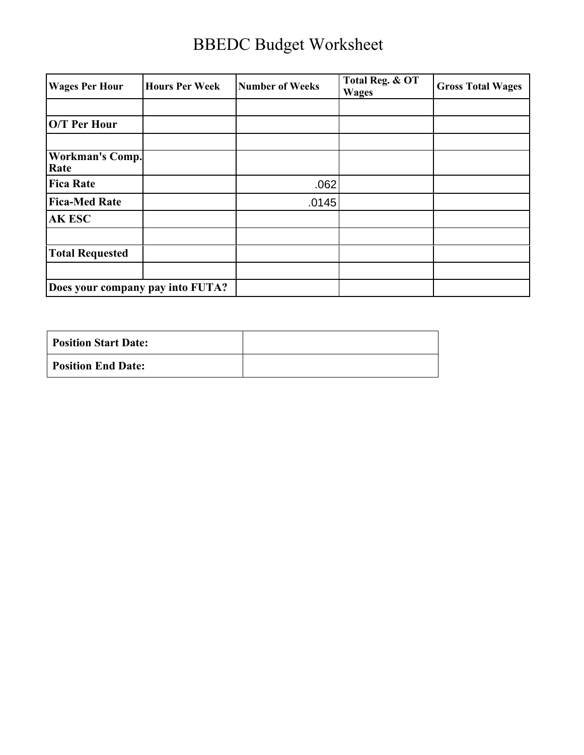# BBEDC Budget Worksheet

| Wages Per Hour | Hours Per Week | Number of Weeks | Total Reg. & OT Wages | Gross Total Wages |
|---|---|---|---|---|
| | | | | |
| **O/T Per Hour** | | | | |
| | | | | |
| **Workman's Comp. Rate** | | | | |
| **Fica Rate** | | .062 | | |
| **Fica-Med Rate** | | .0145 | | |
| **AK ESC** | | | | |
| | | | | |
| **Total Requested** | | | | |
| | | | | |
| **Does your company pay into FUTA?** | | | | |

| | |
|---|---|
| **Position Start Date:** | |
| **Position End Date:** | |